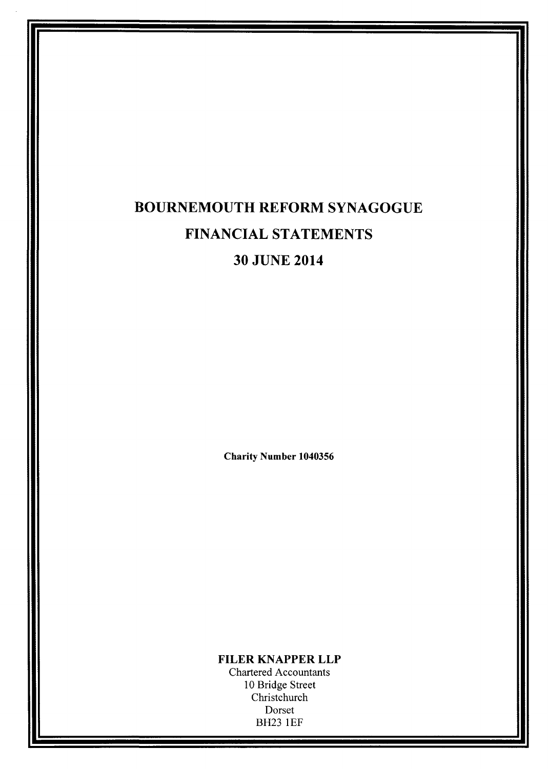# BOURNEMOUTH REFORM SYNAGOGUE

## FINANCIAL STATEMENTS

## 30 JUNE 2014

**Charity Number 1040356**

**FILER KNAPPER LLP**
Chartered Accountants
10 Bridge Street
Christchurch
Dorset
BH23 1EF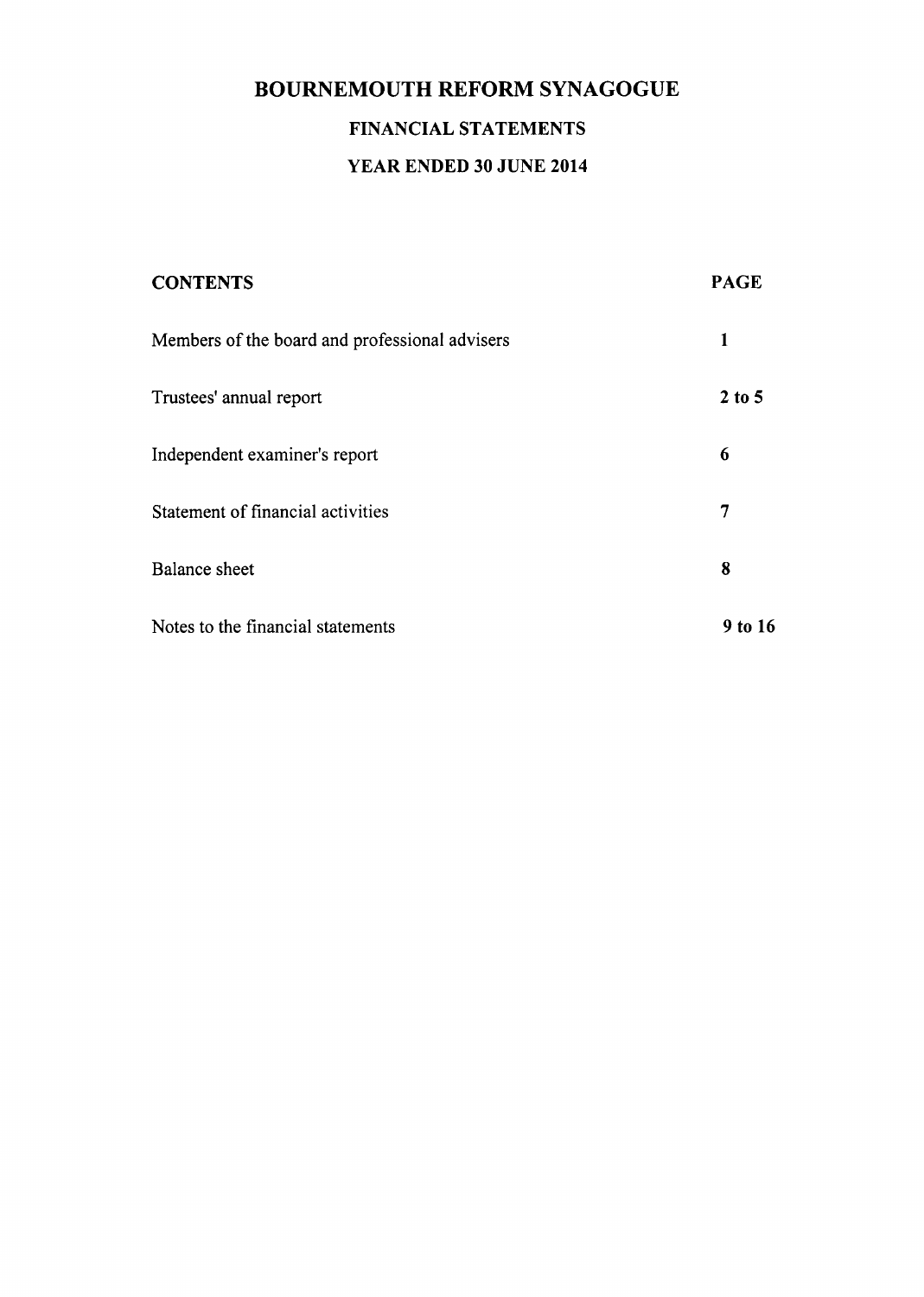# BOURNEMOUTH REFORM SYNAGOGUE

## FINANCIAL STATEMENTS

## YEAR ENDED 30 JUNE 2014

| CONTENTS | PAGE |
|---|---|
| Members of the board and professional advisers | 1 |
| Trustees' annual report | 2 to 5 |
| Independent examiner's report | 6 |
| Statement of financial activities | 7 |
| Balance sheet | 8 |
| Notes to the financial statements | 9 to 16 |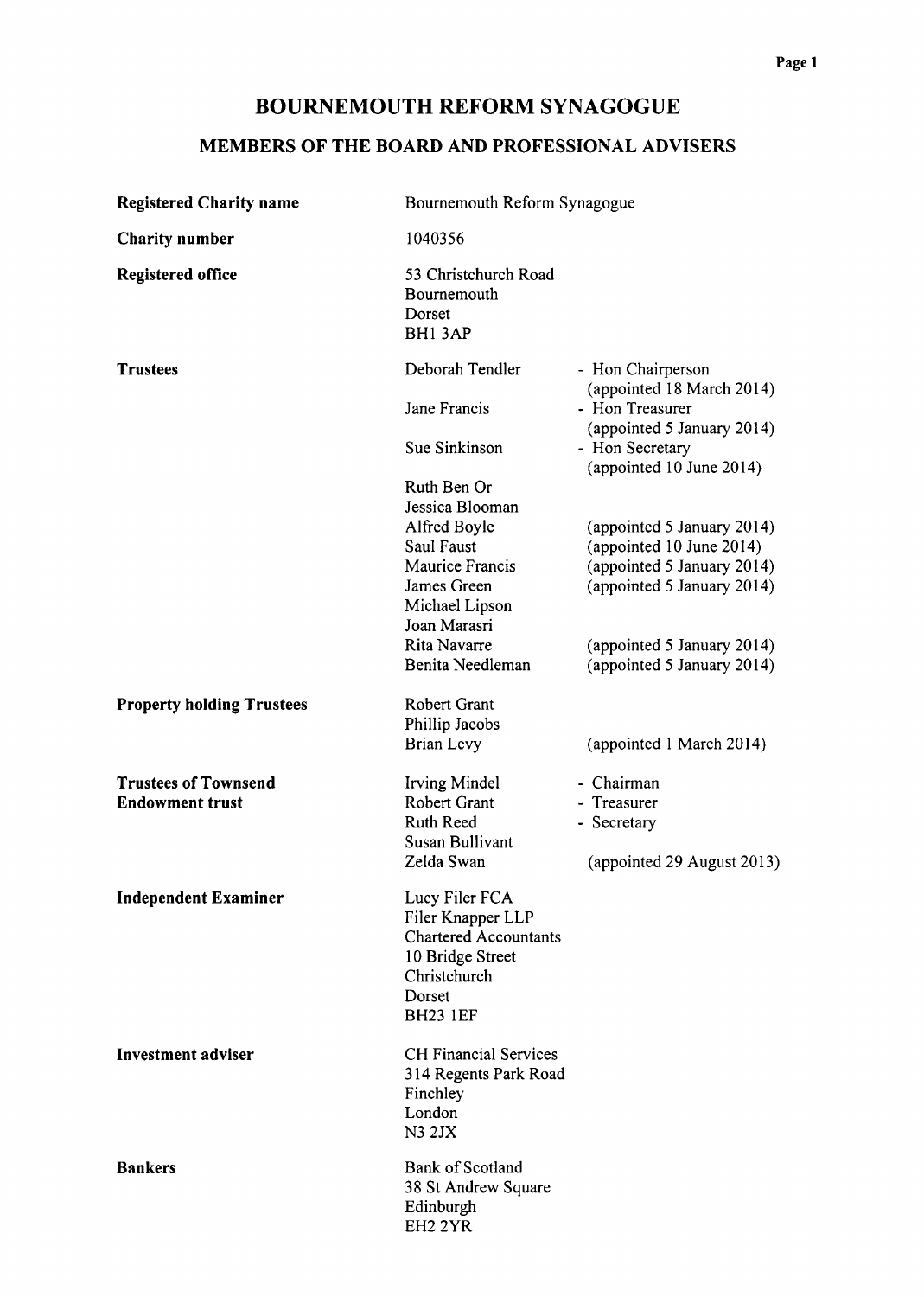# BOURNEMOUTH REFORM SYNAGOGUE

## MEMBERS OF THE BOARD AND PROFESSIONAL ADVISERS

| | | |
|---|---|---|
| **Registered Charity name** | Bournemouth Reform Synagogue | |
| **Charity number** | 1040356 | |
| **Registered office** | 53 Christchurch Road<br>Bournemouth<br>Dorset<br>BH1 3AP | |
| **Trustees** | Deborah Tendler | - Hon Chairperson (appointed 18 March 2014) |
| | Jane Francis | - Hon Treasurer (appointed 5 January 2014) |
| | Sue Sinkinson | - Hon Secretary (appointed 10 June 2014) |
| | Ruth Ben Or | |
| | Jessica Blooman | |
| | Alfred Boyle | (appointed 5 January 2014) |
| | Saul Faust | (appointed 10 June 2014) |
| | Maurice Francis | (appointed 5 January 2014) |
| | James Green | (appointed 5 January 2014) |
| | Michael Lipson | |
| | Joan Marasri | |
| | Rita Navarre | (appointed 5 January 2014) |
| | Benita Needleman | (appointed 5 January 2014) |
| **Property holding Trustees** | Robert Grant | |
| | Phillip Jacobs | |
| | Brian Levy | (appointed 1 March 2014) |
| **Trustees of Townsend Endowment trust** | Irving Mindel | - Chairman |
| | Robert Grant | - Treasurer |
| | Ruth Reed | - Secretary |
| | Susan Bullivant | |
| | Zelda Swan | (appointed 29 August 2013) |
| **Independent Examiner** | Lucy Filer FCA<br>Filer Knapper LLP<br>Chartered Accountants<br>10 Bridge Street<br>Christchurch<br>Dorset<br>BH23 1EF | |
| **Investment adviser** | CH Financial Services<br>314 Regents Park Road<br>Finchley<br>London<br>N3 2JX | |
| **Bankers** | Bank of Scotland<br>38 St Andrew Square<br>Edinburgh<br>EH2 2YR | |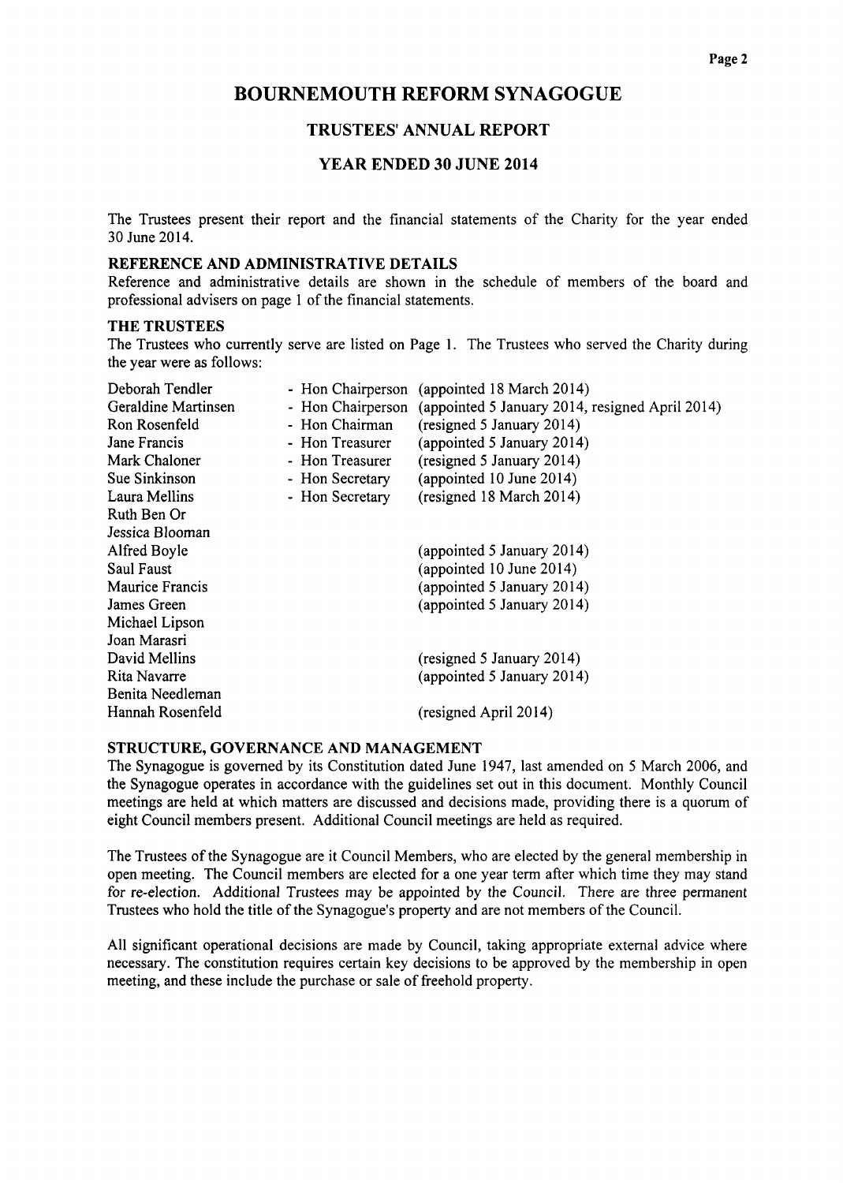# BOURNEMOUTH REFORM SYNAGOGUE

## TRUSTEES' ANNUAL REPORT

## YEAR ENDED 30 JUNE 2014

The Trustees present their report and the financial statements of the Charity for the year ended 30 June 2014.

### REFERENCE AND ADMINISTRATIVE DETAILS

Reference and administrative details are shown in the schedule of members of the board and professional advisers on page 1 of the financial statements.

### THE TRUSTEES

The Trustees who currently serve are listed on Page 1. The Trustees who served the Charity during the year were as follows:

| | | |
|---|---|---|
| Deborah Tendler | - Hon Chairperson | (appointed 18 March 2014) |
| Geraldine Martinsen | - Hon Chairperson | (appointed 5 January 2014, resigned April 2014) |
| Ron Rosenfeld | - Hon Chairman | (resigned 5 January 2014) |
| Jane Francis | - Hon Treasurer | (appointed 5 January 2014) |
| Mark Chaloner | - Hon Treasurer | (resigned 5 January 2014) |
| Sue Sinkinson | - Hon Secretary | (appointed 10 June 2014) |
| Laura Mellins | - Hon Secretary | (resigned 18 March 2014) |
| Ruth Ben Or | | |
| Jessica Blooman | | |
| Alfred Boyle | | (appointed 5 January 2014) |
| Saul Faust | | (appointed 10 June 2014) |
| Maurice Francis | | (appointed 5 January 2014) |
| James Green | | (appointed 5 January 2014) |
| Michael Lipson | | |
| Joan Marasri | | |
| David Mellins | | (resigned 5 January 2014) |
| Rita Navarre | | (appointed 5 January 2014) |
| Benita Needleman | | |
| Hannah Rosenfeld | | (resigned April 2014) |

### STRUCTURE, GOVERNANCE AND MANAGEMENT

The Synagogue is governed by its Constitution dated June 1947, last amended on 5 March 2006, and the Synagogue operates in accordance with the guidelines set out in this document. Monthly Council meetings are held at which matters are discussed and decisions made, providing there is a quorum of eight Council members present. Additional Council meetings are held as required.

The Trustees of the Synagogue are it Council Members, who are elected by the general membership in open meeting. The Council members are elected for a one year term after which time they may stand for re-election. Additional Trustees may be appointed by the Council. There are three permanent Trustees who hold the title of the Synagogue's property and are not members of the Council.

All significant operational decisions are made by Council, taking appropriate external advice where necessary. The constitution requires certain key decisions to be approved by the membership in open meeting, and these include the purchase or sale of freehold property.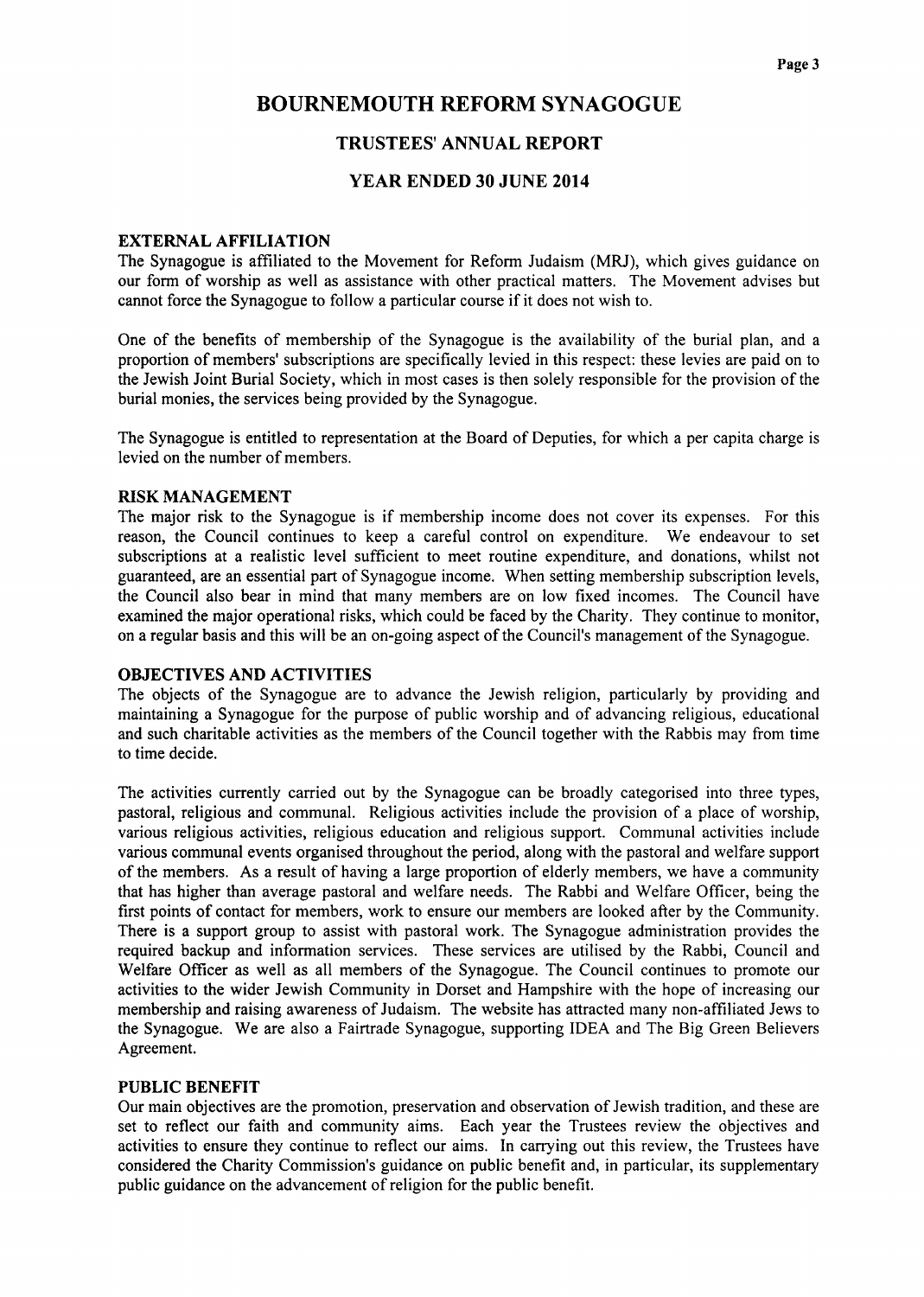# BOURNEMOUTH REFORM SYNAGOGUE

## TRUSTEES' ANNUAL REPORT

## YEAR ENDED 30 JUNE 2014

### EXTERNAL AFFILIATION

The Synagogue is affiliated to the Movement for Reform Judaism (MRJ), which gives guidance on our form of worship as well as assistance with other practical matters. The Movement advises but cannot force the Synagogue to follow a particular course if it does not wish to.

One of the benefits of membership of the Synagogue is the availability of the burial plan, and a proportion of members' subscriptions are specifically levied in this respect: these levies are paid on to the Jewish Joint Burial Society, which in most cases is then solely responsible for the provision of the burial monies, the services being provided by the Synagogue.

The Synagogue is entitled to representation at the Board of Deputies, for which a per capita charge is levied on the number of members.

### RISK MANAGEMENT

The major risk to the Synagogue is if membership income does not cover its expenses. For this reason, the Council continues to keep a careful control on expenditure. We endeavour to set subscriptions at a realistic level sufficient to meet routine expenditure, and donations, whilst not guaranteed, are an essential part of Synagogue income. When setting membership subscription levels, the Council also bear in mind that many members are on low fixed incomes. The Council have examined the major operational risks, which could be faced by the Charity. They continue to monitor, on a regular basis and this will be an on-going aspect of the Council's management of the Synagogue.

### OBJECTIVES AND ACTIVITIES

The objects of the Synagogue are to advance the Jewish religion, particularly by providing and maintaining a Synagogue for the purpose of public worship and of advancing religious, educational and such charitable activities as the members of the Council together with the Rabbis may from time to time decide.

The activities currently carried out by the Synagogue can be broadly categorised into three types, pastoral, religious and communal. Religious activities include the provision of a place of worship, various religious activities, religious education and religious support. Communal activities include various communal events organised throughout the period, along with the pastoral and welfare support of the members. As a result of having a large proportion of elderly members, we have a community that has higher than average pastoral and welfare needs. The Rabbi and Welfare Officer, being the first points of contact for members, work to ensure our members are looked after by the Community. There is a support group to assist with pastoral work. The Synagogue administration provides the required backup and information services. These services are utilised by the Rabbi, Council and Welfare Officer as well as all members of the Synagogue. The Council continues to promote our activities to the wider Jewish Community in Dorset and Hampshire with the hope of increasing our membership and raising awareness of Judaism. The website has attracted many non-affiliated Jews to the Synagogue. We are also a Fairtrade Synagogue, supporting IDEA and The Big Green Believers Agreement.

### PUBLIC BENEFIT

Our main objectives are the promotion, preservation and observation of Jewish tradition, and these are set to reflect our faith and community aims. Each year the Trustees review the objectives and activities to ensure they continue to reflect our aims. In carrying out this review, the Trustees have considered the Charity Commission's guidance on public benefit and, in particular, its supplementary public guidance on the advancement of religion for the public benefit.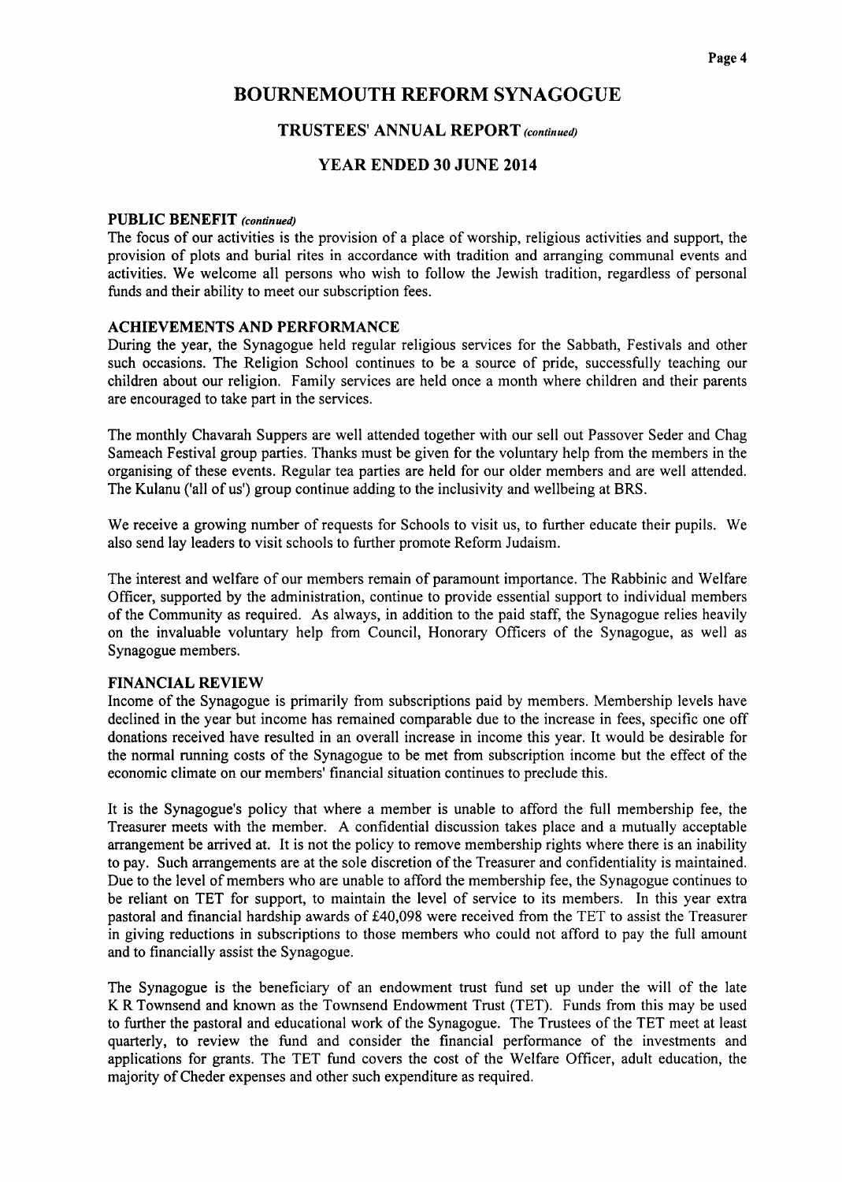# BOURNEMOUTH REFORM SYNAGOGUE

## TRUSTEES' ANNUAL REPORT *(continued)*

## YEAR ENDED 30 JUNE 2014

### PUBLIC BENEFIT *(continued)*

The focus of our activities is the provision of a place of worship, religious activities and support, the provision of plots and burial rites in accordance with tradition and arranging communal events and activities. We welcome all persons who wish to follow the Jewish tradition, regardless of personal funds and their ability to meet our subscription fees.

### ACHIEVEMENTS AND PERFORMANCE

During the year, the Synagogue held regular religious services for the Sabbath, Festivals and other such occasions. The Religion School continues to be a source of pride, successfully teaching our children about our religion. Family services are held once a month where children and their parents are encouraged to take part in the services.

The monthly Chavarah Suppers are well attended together with our sell out Passover Seder and Chag Sameach Festival group parties. Thanks must be given for the voluntary help from the members in the organising of these events. Regular tea parties are held for our older members and are well attended. The Kulanu ('all of us') group continue adding to the inclusivity and wellbeing at BRS.

We receive a growing number of requests for Schools to visit us, to further educate their pupils. We also send lay leaders to visit schools to further promote Reform Judaism.

The interest and welfare of our members remain of paramount importance. The Rabbinic and Welfare Officer, supported by the administration, continue to provide essential support to individual members of the Community as required. As always, in addition to the paid staff, the Synagogue relies heavily on the invaluable voluntary help from Council, Honorary Officers of the Synagogue, as well as Synagogue members.

### FINANCIAL REVIEW

Income of the Synagogue is primarily from subscriptions paid by members. Membership levels have declined in the year but income has remained comparable due to the increase in fees, specific one off donations received have resulted in an overall increase in income this year. It would be desirable for the normal running costs of the Synagogue to be met from subscription income but the effect of the economic climate on our members' financial situation continues to preclude this.

It is the Synagogue's policy that where a member is unable to afford the full membership fee, the Treasurer meets with the member. A confidential discussion takes place and a mutually acceptable arrangement be arrived at. It is not the policy to remove membership rights where there is an inability to pay. Such arrangements are at the sole discretion of the Treasurer and confidentiality is maintained. Due to the level of members who are unable to afford the membership fee, the Synagogue continues to be reliant on TET for support, to maintain the level of service to its members. In this year extra pastoral and financial hardship awards of £40,098 were received from the TET to assist the Treasurer in giving reductions in subscriptions to those members who could not afford to pay the full amount and to financially assist the Synagogue.

The Synagogue is the beneficiary of an endowment trust fund set up under the will of the late K R Townsend and known as the Townsend Endowment Trust (TET). Funds from this may be used to further the pastoral and educational work of the Synagogue. The Trustees of the TET meet at least quarterly, to review the fund and consider the financial performance of the investments and applications for grants. The TET fund covers the cost of the Welfare Officer, adult education, the majority of Cheder expenses and other such expenditure as required.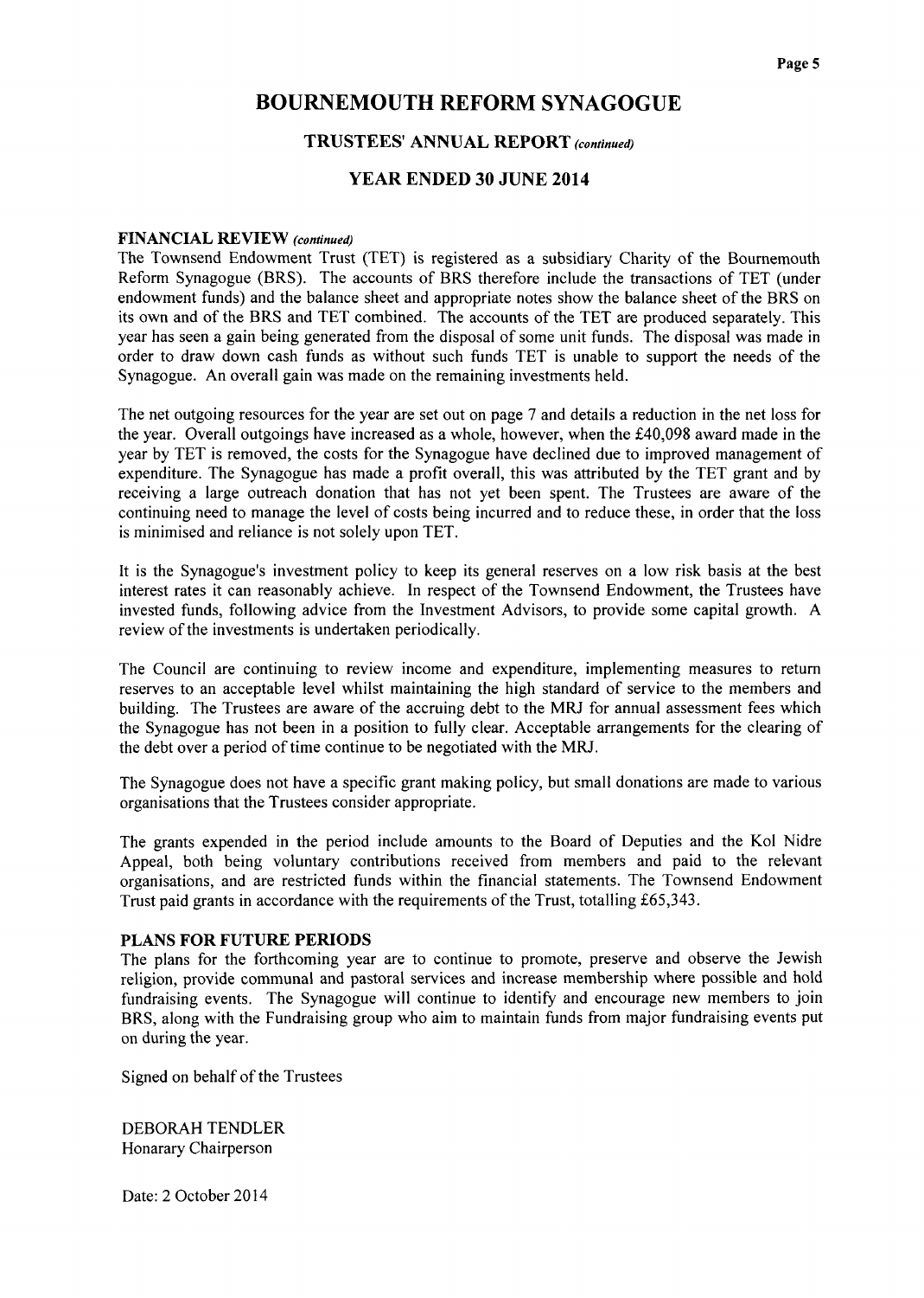# BOURNEMOUTH REFORM SYNAGOGUE

## TRUSTEES' ANNUAL REPORT *(continued)*

## YEAR ENDED 30 JUNE 2014

### FINANCIAL REVIEW *(continued)*

The Townsend Endowment Trust (TET) is registered as a subsidiary Charity of the Bournemouth Reform Synagogue (BRS). The accounts of BRS therefore include the transactions of TET (under endowment funds) and the balance sheet and appropriate notes show the balance sheet of the BRS on its own and of the BRS and TET combined. The accounts of the TET are produced separately. This year has seen a gain being generated from the disposal of some unit funds. The disposal was made in order to draw down cash funds as without such funds TET is unable to support the needs of the Synagogue. An overall gain was made on the remaining investments held.

The net outgoing resources for the year are set out on page 7 and details a reduction in the net loss for the year. Overall outgoings have increased as a whole, however, when the £40,098 award made in the year by TET is removed, the costs for the Synagogue have declined due to improved management of expenditure. The Synagogue has made a profit overall, this was attributed by the TET grant and by receiving a large outreach donation that has not yet been spent. The Trustees are aware of the continuing need to manage the level of costs being incurred and to reduce these, in order that the loss is minimised and reliance is not solely upon TET.

It is the Synagogue's investment policy to keep its general reserves on a low risk basis at the best interest rates it can reasonably achieve. In respect of the Townsend Endowment, the Trustees have invested funds, following advice from the Investment Advisors, to provide some capital growth. A review of the investments is undertaken periodically.

The Council are continuing to review income and expenditure, implementing measures to return reserves to an acceptable level whilst maintaining the high standard of service to the members and building. The Trustees are aware of the accruing debt to the MRJ for annual assessment fees which the Synagogue has not been in a position to fully clear. Acceptable arrangements for the clearing of the debt over a period of time continue to be negotiated with the MRJ.

The Synagogue does not have a specific grant making policy, but small donations are made to various organisations that the Trustees consider appropriate.

The grants expended in the period include amounts to the Board of Deputies and the Kol Nidre Appeal, both being voluntary contributions received from members and paid to the relevant organisations, and are restricted funds within the financial statements. The Townsend Endowment Trust paid grants in accordance with the requirements of the Trust, totalling £65,343.

### PLANS FOR FUTURE PERIODS

The plans for the forthcoming year are to continue to promote, preserve and observe the Jewish religion, provide communal and pastoral services and increase membership where possible and hold fundraising events. The Synagogue will continue to identify and encourage new members to join BRS, along with the Fundraising group who aim to maintain funds from major fundraising events put on during the year.

Signed on behalf of the Trustees

DEBORAH TENDLER
Honarary Chairperson

Date: 2 October 2014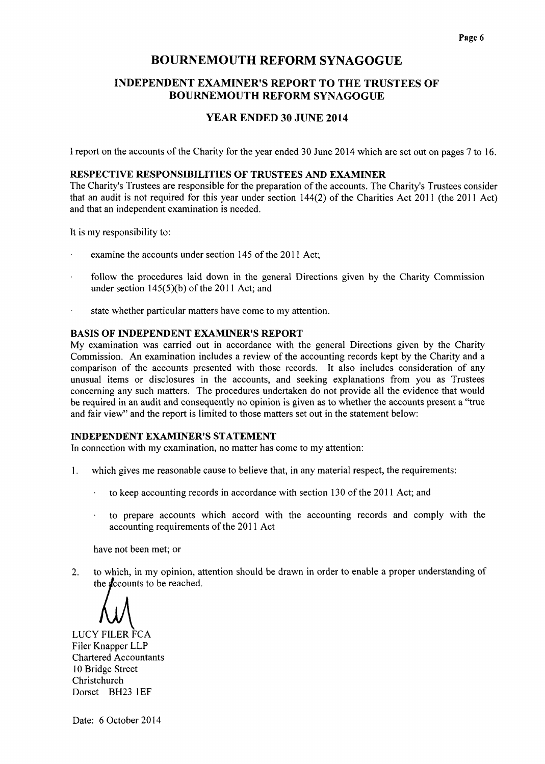# BOURNEMOUTH REFORM SYNAGOGUE

## INDEPENDENT EXAMINER'S REPORT TO THE TRUSTEES OF BOURNEMOUTH REFORM SYNAGOGUE

## YEAR ENDED 30 JUNE 2014

I report on the accounts of the Charity for the year ended 30 June 2014 which are set out on pages 7 to 16.

**RESPECTIVE RESPONSIBILITIES OF TRUSTEES AND EXAMINER**

The Charity's Trustees are responsible for the preparation of the accounts. The Charity's Trustees consider that an audit is not required for this year under section 144(2) of the Charities Act 2011 (the 2011 Act) and that an independent examination is needed.

It is my responsibility to:

- examine the accounts under section 145 of the 2011 Act;
- follow the procedures laid down in the general Directions given by the Charity Commission under section 145(5)(b) of the 2011 Act; and
- state whether particular matters have come to my attention.

**BASIS OF INDEPENDENT EXAMINER'S REPORT**

My examination was carried out in accordance with the general Directions given by the Charity Commission. An examination includes a review of the accounting records kept by the Charity and a comparison of the accounts presented with those records. It also includes consideration of any unusual items or disclosures in the accounts, and seeking explanations from you as Trustees concerning any such matters. The procedures undertaken do not provide all the evidence that would be required in an audit and consequently no opinion is given as to whether the accounts present a "true and fair view" and the report is limited to those matters set out in the statement below:

**INDEPENDENT EXAMINER'S STATEMENT**

In connection with my examination, no matter has come to my attention:

1. which gives me reasonable cause to believe that, in any material respect, the requirements:
   - to keep accounting records in accordance with section 130 of the 2011 Act; and
   - to prepare accounts which accord with the accounting records and comply with the accounting requirements of the 2011 Act

   have not been met; or

2. to which, in my opinion, attention should be drawn in order to enable a proper understanding of the accounts to be reached.

LUCY FILER FCA
Filer Knapper LLP
Chartered Accountants
10 Bridge Street
Christchurch
Dorset BH23 1EF

Date: 6 October 2014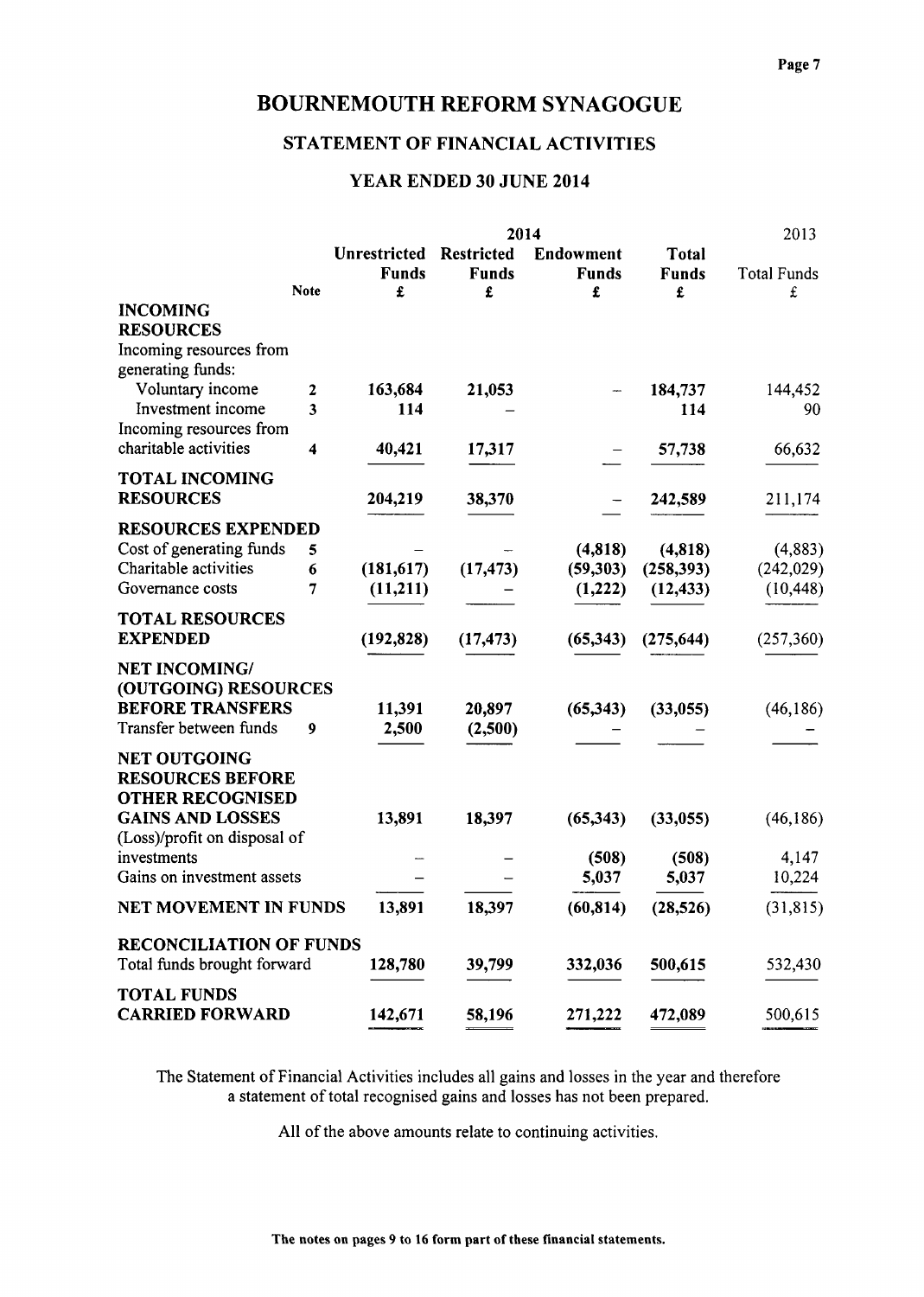# BOURNEMOUTH REFORM SYNAGOGUE

## STATEMENT OF FINANCIAL ACTIVITIES

### YEAR ENDED 30 JUNE 2014

| | Note | 2014 Unrestricted Funds £ | 2014 Restricted Funds £ | 2014 Endowment Funds £ | 2014 Total Funds £ | 2013 Total Funds £ |
|---|---|---|---|---|---|---|
| **INCOMING RESOURCES** | | | | | | |
| Incoming resources from generating funds: | | | | | | |
| Voluntary income | 2 | 163,684 | 21,053 | – | 184,737 | 144,452 |
| Investment income | 3 | 114 | – | | 114 | 90 |
| Incoming resources from charitable activities | 4 | 40,421 | 17,317 | – | 57,738 | 66,632 |
| **TOTAL INCOMING RESOURCES** | | 204,219 | 38,370 | – | 242,589 | 211,174 |
| **RESOURCES EXPENDED** | | | | | | |
| Cost of generating funds | 5 | – | – | (4,818) | (4,818) | (4,883) |
| Charitable activities | 6 | (181,617) | (17,473) | (59,303) | (258,393) | (242,029) |
| Governance costs | 7 | (11,211) | – | (1,222) | (12,433) | (10,448) |
| **TOTAL RESOURCES EXPENDED** | | (192,828) | (17,473) | (65,343) | (275,644) | (257,360) |
| **NET INCOMING/ (OUTGOING) RESOURCES BEFORE TRANSFERS** | | 11,391 | 20,897 | (65,343) | (33,055) | (46,186) |
| Transfer between funds | 9 | 2,500 | (2,500) | – | – | – |
| **NET OUTGOING RESOURCES BEFORE OTHER RECOGNISED GAINS AND LOSSES** | | 13,891 | 18,397 | (65,343) | (33,055) | (46,186) |
| (Loss)/profit on disposal of investments | | – | – | (508) | (508) | 4,147 |
| Gains on investment assets | | – | – | 5,037 | 5,037 | 10,224 |
| **NET MOVEMENT IN FUNDS** | | 13,891 | 18,397 | (60,814) | (28,526) | (31,815) |
| **RECONCILIATION OF FUNDS** | | | | | | |
| Total funds brought forward | | 128,780 | 39,799 | 332,036 | 500,615 | 532,430 |
| **TOTAL FUNDS CARRIED FORWARD** | | 142,671 | 58,196 | 271,222 | 472,089 | 500,615 |

The Statement of Financial Activities includes all gains and losses in the year and therefore a statement of total recognised gains and losses has not been prepared.

All of the above amounts relate to continuing activities.

**The notes on pages 9 to 16 form part of these financial statements.**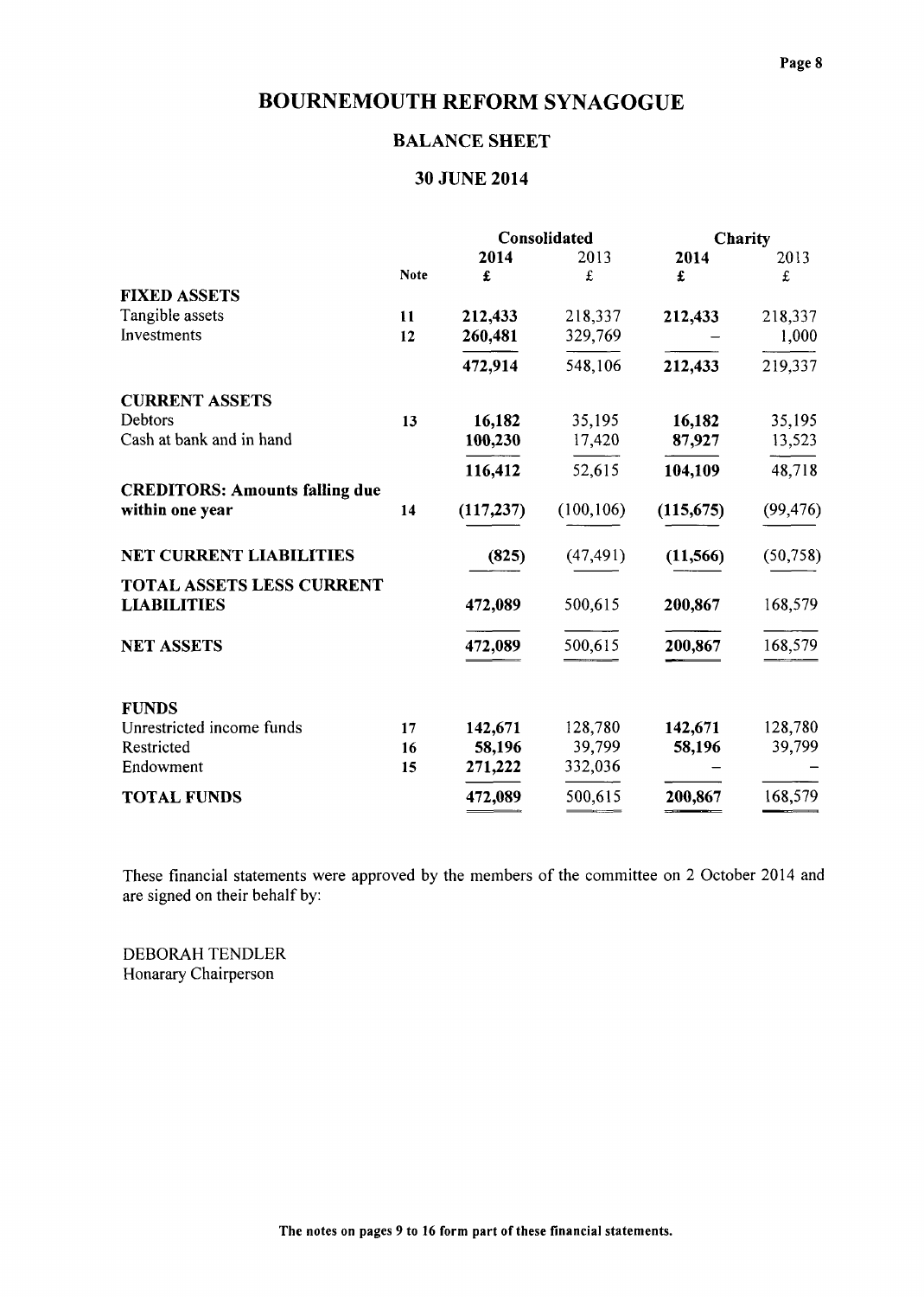# BOURNEMOUTH REFORM SYNAGOGUE

## BALANCE SHEET

### 30 JUNE 2014

| | Note | Consolidated 2014 £ | Consolidated 2013 £ | Charity 2014 £ | Charity 2013 £ |
|---|---|---|---|---|---|
| **FIXED ASSETS** | | | | | |
| Tangible assets | 11 | **212,433** | 218,337 | **212,433** | 218,337 |
| Investments | 12 | **260,481** | 329,769 | **–** | 1,000 |
| | | **472,914** | 548,106 | **212,433** | 219,337 |
| **CURRENT ASSETS** | | | | | |
| Debtors | 13 | **16,182** | 35,195 | **16,182** | 35,195 |
| Cash at bank and in hand | | **100,230** | 17,420 | **87,927** | 13,523 |
| | | **116,412** | 52,615 | **104,109** | 48,718 |
| **CREDITORS: Amounts falling due within one year** | 14 | **(117,237)** | (100,106) | **(115,675)** | (99,476) |
| **NET CURRENT LIABILITIES** | | **(825)** | (47,491) | **(11,566)** | (50,758) |
| **TOTAL ASSETS LESS CURRENT LIABILITIES** | | **472,089** | 500,615 | **200,867** | 168,579 |
| **NET ASSETS** | | **472,089** | 500,615 | **200,867** | 168,579 |
| **FUNDS** | | | | | |
| Unrestricted income funds | 17 | **142,671** | 128,780 | **142,671** | 128,780 |
| Restricted | 16 | **58,196** | 39,799 | **58,196** | 39,799 |
| Endowment | 15 | **271,222** | 332,036 | **–** | – |
| **TOTAL FUNDS** | | **472,089** | 500,615 | **200,867** | 168,579 |

These financial statements were approved by the members of the committee on 2 October 2014 and are signed on their behalf by:

DEBORAH TENDLER
Honarary Chairperson

**The notes on pages 9 to 16 form part of these financial statements.**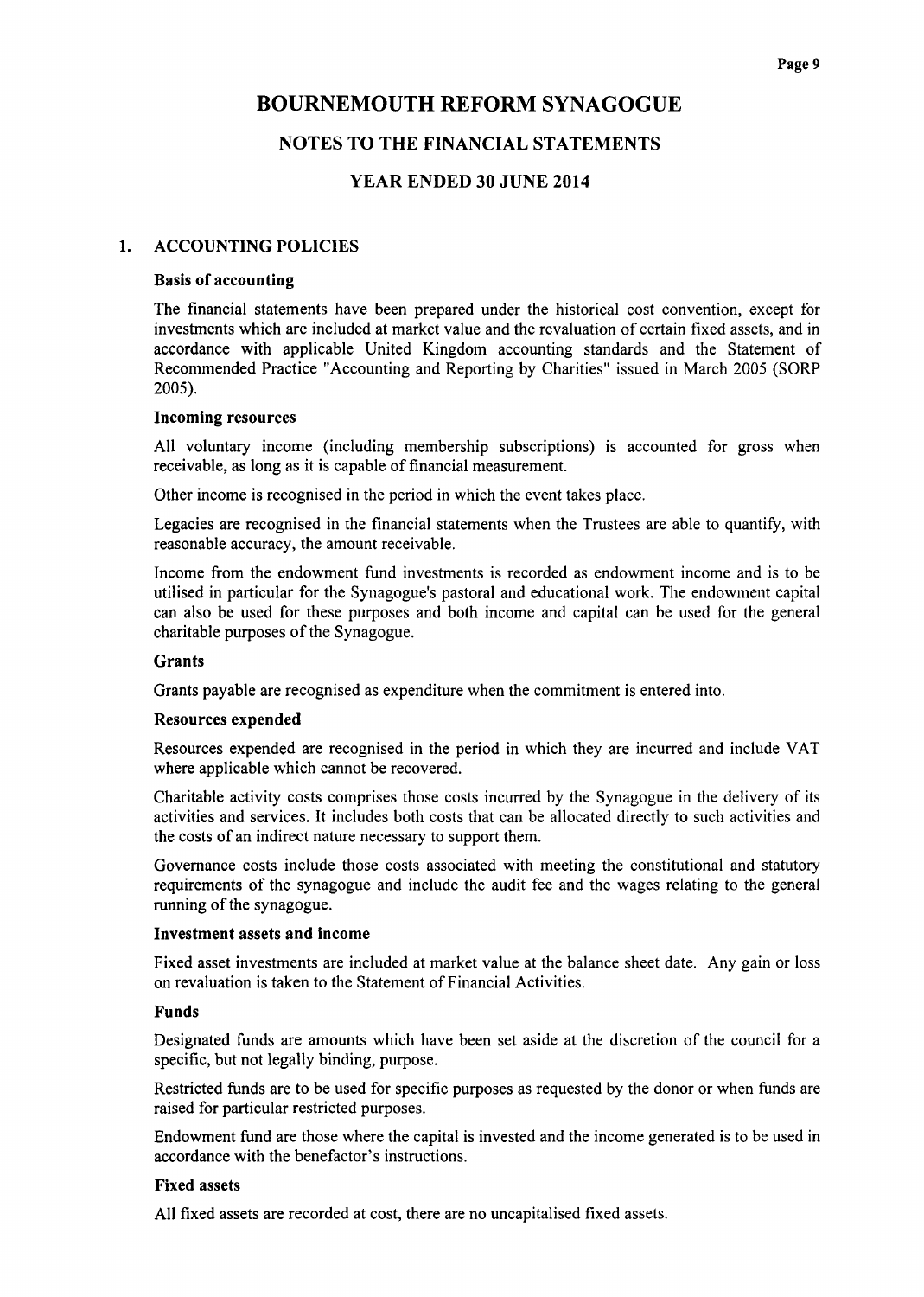# BOURNEMOUTH REFORM SYNAGOGUE

## NOTES TO THE FINANCIAL STATEMENTS

## YEAR ENDED 30 JUNE 2014

### 1. ACCOUNTING POLICIES

**Basis of accounting**

The financial statements have been prepared under the historical cost convention, except for investments which are included at market value and the revaluation of certain fixed assets, and in accordance with applicable United Kingdom accounting standards and the Statement of Recommended Practice "Accounting and Reporting by Charities" issued in March 2005 (SORP 2005).

**Incoming resources**

All voluntary income (including membership subscriptions) is accounted for gross when receivable, as long as it is capable of financial measurement.

Other income is recognised in the period in which the event takes place.

Legacies are recognised in the financial statements when the Trustees are able to quantify, with reasonable accuracy, the amount receivable.

Income from the endowment fund investments is recorded as endowment income and is to be utilised in particular for the Synagogue's pastoral and educational work. The endowment capital can also be used for these purposes and both income and capital can be used for the general charitable purposes of the Synagogue.

**Grants**

Grants payable are recognised as expenditure when the commitment is entered into.

**Resources expended**

Resources expended are recognised in the period in which they are incurred and include VAT where applicable which cannot be recovered.

Charitable activity costs comprises those costs incurred by the Synagogue in the delivery of its activities and services. It includes both costs that can be allocated directly to such activities and the costs of an indirect nature necessary to support them.

Governance costs include those costs associated with meeting the constitutional and statutory requirements of the synagogue and include the audit fee and the wages relating to the general running of the synagogue.

**Investment assets and income**

Fixed asset investments are included at market value at the balance sheet date. Any gain or loss on revaluation is taken to the Statement of Financial Activities.

**Funds**

Designated funds are amounts which have been set aside at the discretion of the council for a specific, but not legally binding, purpose.

Restricted funds are to be used for specific purposes as requested by the donor or when funds are raised for particular restricted purposes.

Endowment fund are those where the capital is invested and the income generated is to be used in accordance with the benefactor's instructions.

**Fixed assets**

All fixed assets are recorded at cost, there are no uncapitalised fixed assets.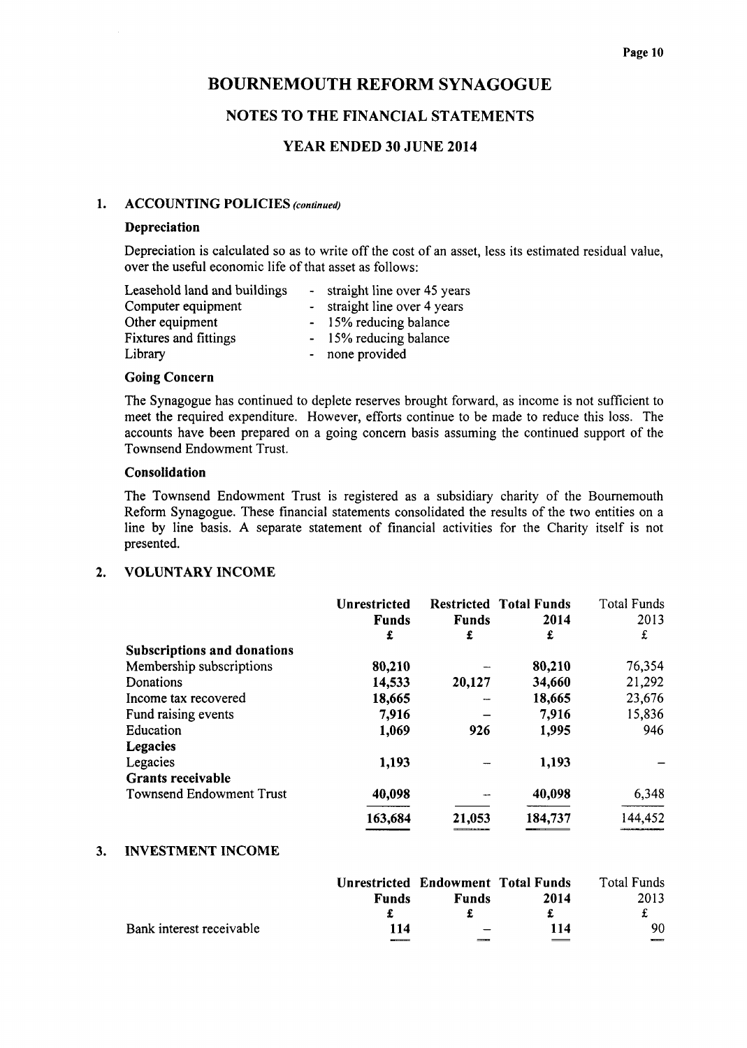# BOURNEMOUTH REFORM SYNAGOGUE

## NOTES TO THE FINANCIAL STATEMENTS

### YEAR ENDED 30 JUNE 2014

**1. ACCOUNTING POLICIES** *(continued)*

**Depreciation**

Depreciation is calculated so as to write off the cost of an asset, less its estimated residual value, over the useful economic life of that asset as follows:

| | |
|---|---|
| Leasehold land and buildings | - straight line over 45 years |
| Computer equipment | - straight line over 4 years |
| Other equipment | - 15% reducing balance |
| Fixtures and fittings | - 15% reducing balance |
| Library | - none provided |

**Going Concern**

The Synagogue has continued to deplete reserves brought forward, as income is not sufficient to meet the required expenditure. However, efforts continue to be made to reduce this loss. The accounts have been prepared on a going concern basis assuming the continued support of the Townsend Endowment Trust.

**Consolidation**

The Townsend Endowment Trust is registered as a subsidiary charity of the Bournemouth Reform Synagogue. These financial statements consolidated the results of the two entities on a line by line basis. A separate statement of financial activities for the Charity itself is not presented.

**2. VOLUNTARY INCOME**

| | Unrestricted Funds | Restricted Funds | Total Funds 2014 | Total Funds 2013 |
|---|---|---|---|---|
| | £ | £ | £ | £ |
| **Subscriptions and donations** | | | | |
| Membership subscriptions | 80,210 | – | 80,210 | 76,354 |
| Donations | 14,533 | 20,127 | 34,660 | 21,292 |
| Income tax recovered | 18,665 | – | 18,665 | 23,676 |
| Fund raising events | 7,916 | – | 7,916 | 15,836 |
| Education | 1,069 | 926 | 1,995 | 946 |
| **Legacies** | | | | |
| Legacies | 1,193 | – | 1,193 | – |
| **Grants receivable** | | | | |
| Townsend Endowment Trust | 40,098 | – | 40,098 | 6,348 |
| | 163,684 | 21,053 | 184,737 | 144,452 |

**3. INVESTMENT INCOME**

| | Unrestricted Funds | Endowment Funds | Total Funds 2014 | Total Funds 2013 |
|---|---|---|---|---|
| | £ | £ | £ | £ |
| Bank interest receivable | 114 | – | 114 | 90 |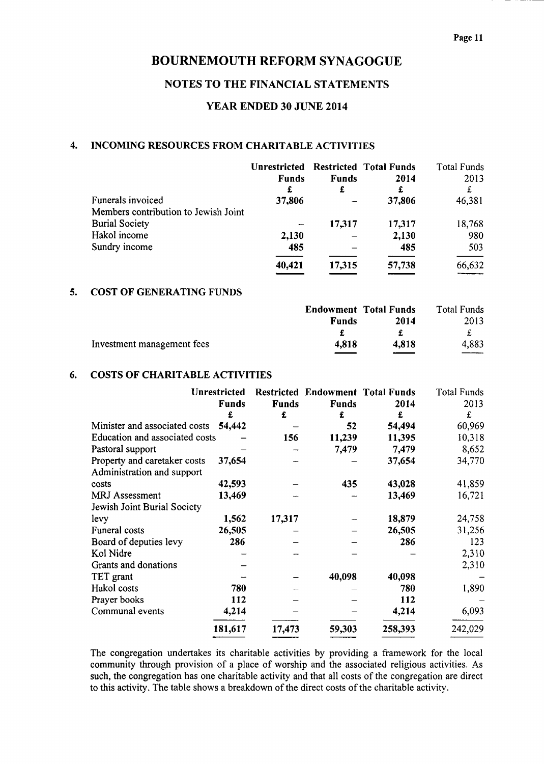# BOURNEMOUTH REFORM SYNAGOGUE

## NOTES TO THE FINANCIAL STATEMENTS

## YEAR ENDED 30 JUNE 2014

### 4. INCOMING RESOURCES FROM CHARITABLE ACTIVITIES

| | Unrestricted Funds | Restricted Funds | Total Funds 2014 | Total Funds 2013 |
|---|---|---|---|---|
| | £ | £ | £ | £ |
| Funerals invoiced | 37,806 | – | 37,806 | 46,381 |
| Members contribution to Jewish Joint Burial Society | – | 17,317 | 17,317 | 18,768 |
| Hakol income | 2,130 | – | 2,130 | 980 |
| Sundry income | 485 | – | 485 | 503 |
| | 40,421 | 17,315 | 57,738 | 66,632 |

### 5. COST OF GENERATING FUNDS

| | Endowment Funds | Total Funds 2014 | Total Funds 2013 |
|---|---|---|---|
| | £ | £ | £ |
| Investment management fees | 4,818 | 4,818 | 4,883 |

### 6. COSTS OF CHARITABLE ACTIVITIES

| | Unrestricted Funds | Restricted Funds | Endowment Funds | Total Funds 2014 | Total Funds 2013 |
|---|---|---|---|---|---|
| | £ | £ | £ | £ | £ |
| Minister and associated costs | 54,442 | – | 52 | 54,494 | 60,969 |
| Education and associated costs | – | 156 | 11,239 | 11,395 | 10,318 |
| Pastoral support | – | – | 7,479 | 7,479 | 8,652 |
| Property and caretaker costs | 37,654 | – | – | 37,654 | 34,770 |
| Administration and support costs | 42,593 | – | 435 | 43,028 | 41,859 |
| MRJ Assessment | 13,469 | – | – | 13,469 | 16,721 |
| Jewish Joint Burial Society levy | 1,562 | 17,317 | – | 18,879 | 24,758 |
| Funeral costs | 26,505 | – | – | 26,505 | 31,256 |
| Board of deputies levy | 286 | – | – | 286 | 123 |
| Kol Nidre | – | – | – | – | 2,310 |
| Grants and donations | – | | | | 2,310 |
| TET grant | – | – | 40,098 | 40,098 | – |
| Hakol costs | 780 | – | – | 780 | 1,890 |
| Prayer books | 112 | – | – | 112 | – |
| Communal events | 4,214 | – | – | 4,214 | 6,093 |
| | 181,617 | 17,473 | 59,303 | 258,393 | 242,029 |

The congregation undertakes its charitable activities by providing a framework for the local community through provision of a place of worship and the associated religious activities. As such, the congregation has one charitable activity and that all costs of the congregation are direct to this activity. The table shows a breakdown of the direct costs of the charitable activity.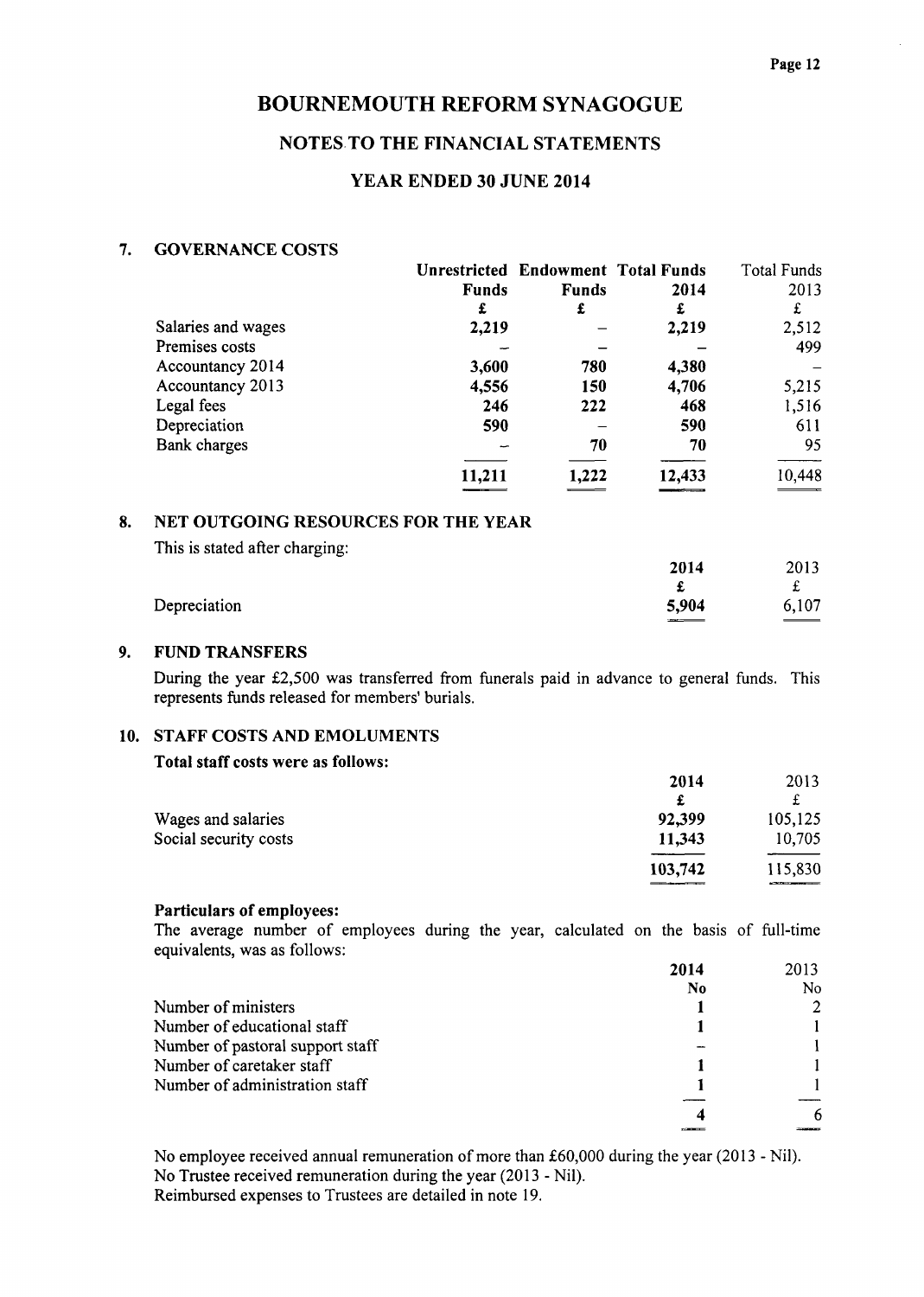# BOURNEMOUTH REFORM SYNAGOGUE

## NOTES TO THE FINANCIAL STATEMENTS

### YEAR ENDED 30 JUNE 2014

### 7. GOVERNANCE COSTS

| | **Unrestricted Funds** | **Endowment Funds** | **Total Funds 2014** | Total Funds 2013 |
|---|---|---|---|---|
| | **£** | **£** | **£** | £ |
| Salaries and wages | **2,219** | – | **2,219** | 2,512 |
| Premises costs | – | – | – | 499 |
| Accountancy 2014 | **3,600** | **780** | **4,380** | – |
| Accountancy 2013 | **4,556** | **150** | **4,706** | 5,215 |
| Legal fees | **246** | **222** | **468** | 1,516 |
| Depreciation | **590** | – | **590** | 611 |
| Bank charges | – | **70** | **70** | 95 |
| | **11,211** | **1,222** | **12,433** | 10,448 |

### 8. NET OUTGOING RESOURCES FOR THE YEAR

This is stated after charging:

| | **2014** | 2013 |
|---|---|---|
| | **£** | £ |
| Depreciation | **5,904** | 6,107 |

### 9. FUND TRANSFERS

During the year £2,500 was transferred from funerals paid in advance to general funds. This represents funds released for members' burials.

### 10. STAFF COSTS AND EMOLUMENTS

**Total staff costs were as follows:**

| | **2014** | 2013 |
|---|---|---|
| | **£** | £ |
| Wages and salaries | **92,399** | 105,125 |
| Social security costs | **11,343** | 10,705 |
| | **103,742** | 115,830 |

**Particulars of employees:**

The average number of employees during the year, calculated on the basis of full-time equivalents, was as follows:

| | **2014** | 2013 |
|---|---|---|
| | **No** | No |
| Number of ministers | **1** | 2 |
| Number of educational staff | **1** | 1 |
| Number of pastoral support staff | – | 1 |
| Number of caretaker staff | **1** | 1 |
| Number of administration staff | **1** | 1 |
| | **4** | 6 |

No employee received annual remuneration of more than £60,000 during the year (2013 - Nil).
No Trustee received remuneration during the year (2013 - Nil).
Reimbursed expenses to Trustees are detailed in note 19.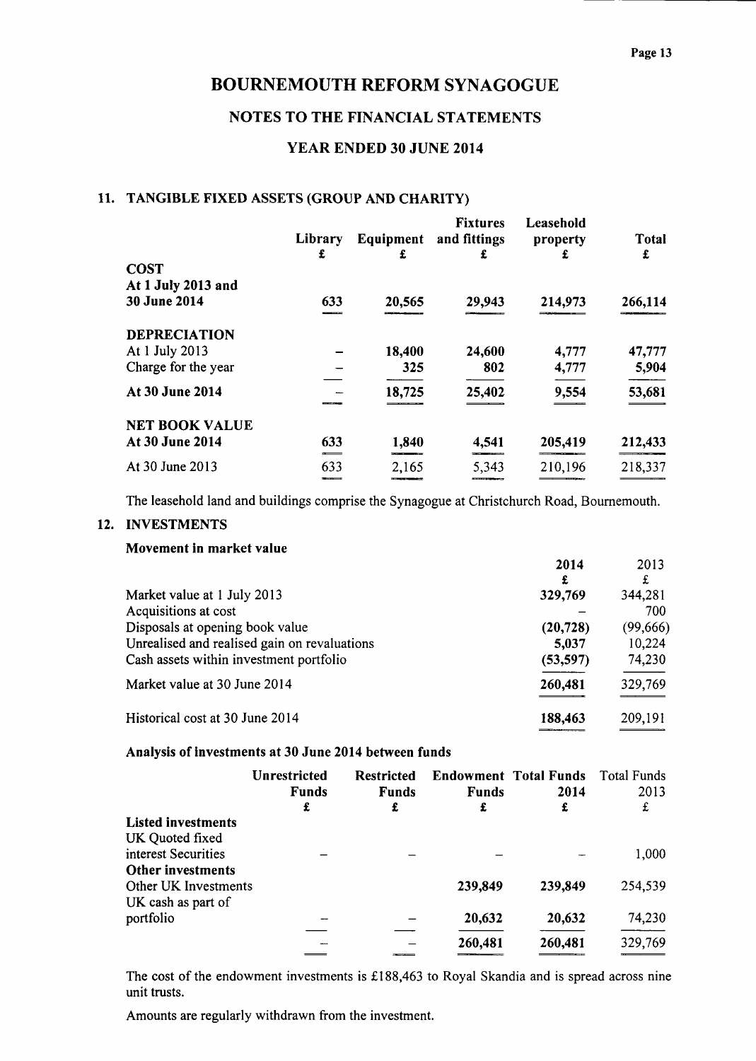# BOURNEMOUTH REFORM SYNAGOGUE

## NOTES TO THE FINANCIAL STATEMENTS

## YEAR ENDED 30 JUNE 2014

### 11. TANGIBLE FIXED ASSETS (GROUP AND CHARITY)

| | Library £ | Equipment £ | Fixtures and fittings £ | Leasehold property £ | Total £ |
|---|---|---|---|---|---|
| **COST** | | | | | |
| **At 1 July 2013 and 30 June 2014** | **633** | **20,565** | **29,943** | **214,973** | **266,114** |
| **DEPRECIATION** | | | | | |
| At 1 July 2013 | – | 18,400 | 24,600 | 4,777 | 47,777 |
| Charge for the year | – | 325 | 802 | 4,777 | 5,904 |
| **At 30 June 2014** | – | **18,725** | **25,402** | **9,554** | **53,681** |
| **NET BOOK VALUE** | | | | | |
| **At 30 June 2014** | **633** | **1,840** | **4,541** | **205,419** | **212,433** |
| At 30 June 2013 | 633 | 2,165 | 5,343 | 210,196 | 218,337 |

The leasehold land and buildings comprise the Synagogue at Christchurch Road, Bournemouth.

### 12. INVESTMENTS

**Movement in market value**

| | 2014 £ | 2013 £ |
|---|---|---|
| Market value at 1 July 2013 | **329,769** | 344,281 |
| Acquisitions at cost | – | 700 |
| Disposals at opening book value | **(20,728)** | (99,666) |
| Unrealised and realised gain on revaluations | **5,037** | 10,224 |
| Cash assets within investment portfolio | **(53,597)** | 74,230 |
| Market value at 30 June 2014 | **260,481** | 329,769 |
| Historical cost at 30 June 2014 | **188,463** | 209,191 |

**Analysis of investments at 30 June 2014 between funds**

| | Unrestricted Funds £ | Restricted Funds £ | Endowment Funds £ | Total Funds 2014 £ | Total Funds 2013 £ |
|---|---|---|---|---|---|
| **Listed investments** | | | | | |
| UK Quoted fixed interest Securities | – | – | – | – | 1,000 |
| **Other investments** | | | | | |
| Other UK Investments | | | **239,849** | **239,849** | 254,539 |
| UK cash as part of portfolio | – | – | **20,632** | **20,632** | 74,230 |
| | – | – | **260,481** | **260,481** | 329,769 |

The cost of the endowment investments is £188,463 to Royal Skandia and is spread across nine unit trusts.

Amounts are regularly withdrawn from the investment.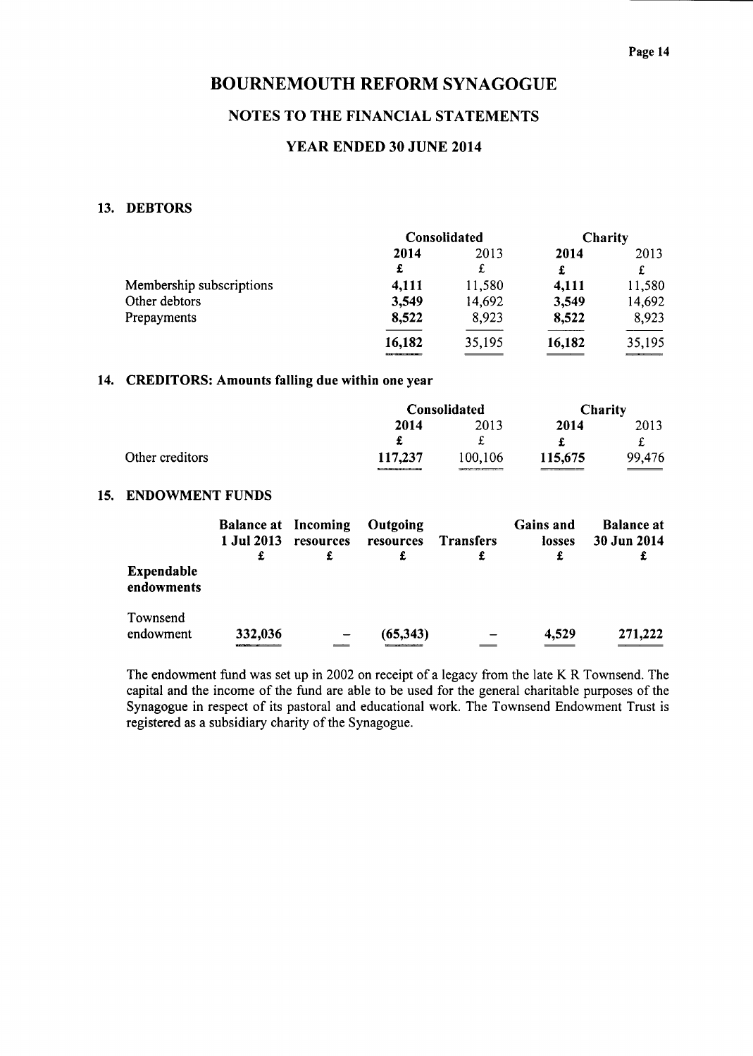# BOURNEMOUTH REFORM SYNAGOGUE

## NOTES TO THE FINANCIAL STATEMENTS

## YEAR ENDED 30 JUNE 2014

### 13. DEBTORS

| | Consolidated | | Charity | |
|---|---|---|---|---|
| | **2014** | 2013 | **2014** | 2013 |
| | **£** | £ | **£** | £ |
| Membership subscriptions | **4,111** | 11,580 | **4,111** | 11,580 |
| Other debtors | **3,549** | 14,692 | **3,549** | 14,692 |
| Prepayments | **8,522** | 8,923 | **8,522** | 8,923 |
| | **16,182** | 35,195 | **16,182** | 35,195 |

### 14. CREDITORS: Amounts falling due within one year

| | Consolidated | | Charity | |
|---|---|---|---|---|
| | **2014** | 2013 | **2014** | 2013 |
| | **£** | £ | **£** | £ |
| Other creditors | **117,237** | 100,106 | **115,675** | 99,476 |

### 15. ENDOWMENT FUNDS

| | Balance at 1 Jul 2013 | Incoming resources | Outgoing resources | Transfers | Gains and losses | Balance at 30 Jun 2014 |
|---|---|---|---|---|---|---|
| | £ | £ | £ | £ | £ | £ |
| **Expendable endowments** | | | | | | |
| Townsend endowment | 332,036 | – | (65,343) | – | 4,529 | 271,222 |

The endowment fund was set up in 2002 on receipt of a legacy from the late K R Townsend. The capital and the income of the fund are able to be used for the general charitable purposes of the Synagogue in respect of its pastoral and educational work. The Townsend Endowment Trust is registered as a subsidiary charity of the Synagogue.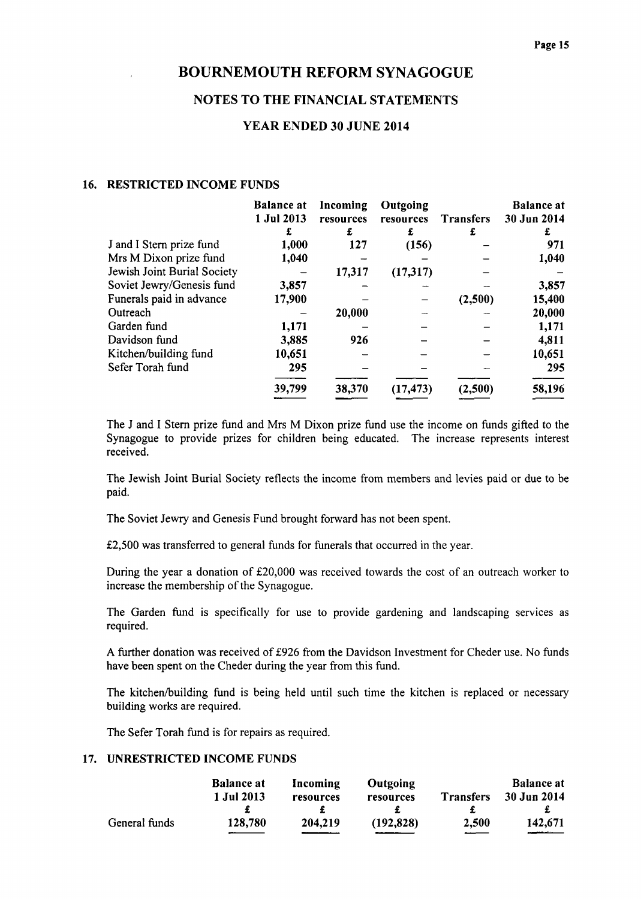# BOURNEMOUTH REFORM SYNAGOGUE

## NOTES TO THE FINANCIAL STATEMENTS

### YEAR ENDED 30 JUNE 2014

## 16. RESTRICTED INCOME FUNDS

| | Balance at 1 Jul 2013 | Incoming resources | Outgoing resources | Transfers | Balance at 30 Jun 2014 |
|---|---|---|---|---|---|
| | £ | £ | £ | £ | £ |
| J and I Stern prize fund | 1,000 | 127 | (156) | – | 971 |
| Mrs M Dixon prize fund | 1,040 | – | – | – | 1,040 |
| Jewish Joint Burial Society | – | 17,317 | (17,317) | – | – |
| Soviet Jewry/Genesis fund | 3,857 | – | – | – | 3,857 |
| Funerals paid in advance | 17,900 | – | – | (2,500) | 15,400 |
| Outreach | – | 20,000 | – | – | 20,000 |
| Garden fund | 1,171 | – | – | – | 1,171 |
| Davidson fund | 3,885 | 926 | – | – | 4,811 |
| Kitchen/building fund | 10,651 | – | – | – | 10,651 |
| Sefer Torah fund | 295 | – | – | – | 295 |
| | 39,799 | 38,370 | (17,473) | (2,500) | 58,196 |

The J and I Stern prize fund and Mrs M Dixon prize fund use the income on funds gifted to the Synagogue to provide prizes for children being educated. The increase represents interest received.

The Jewish Joint Burial Society reflects the income from members and levies paid or due to be paid.

The Soviet Jewry and Genesis Fund brought forward has not been spent.

£2,500 was transferred to general funds for funerals that occurred in the year.

During the year a donation of £20,000 was received towards the cost of an outreach worker to increase the membership of the Synagogue.

The Garden fund is specifically for use to provide gardening and landscaping services as required.

A further donation was received of £926 from the Davidson Investment for Cheder use. No funds have been spent on the Cheder during the year from this fund.

The kitchen/building fund is being held until such time the kitchen is replaced or necessary building works are required.

The Sefer Torah fund is for repairs as required.

## 17. UNRESTRICTED INCOME FUNDS

| | Balance at 1 Jul 2013 | Incoming resources | Outgoing resources | Transfers | Balance at 30 Jun 2014 |
|---|---|---|---|---|---|
| | £ | £ | £ | £ | £ |
| General funds | 128,780 | 204,219 | (192,828) | 2,500 | 142,671 |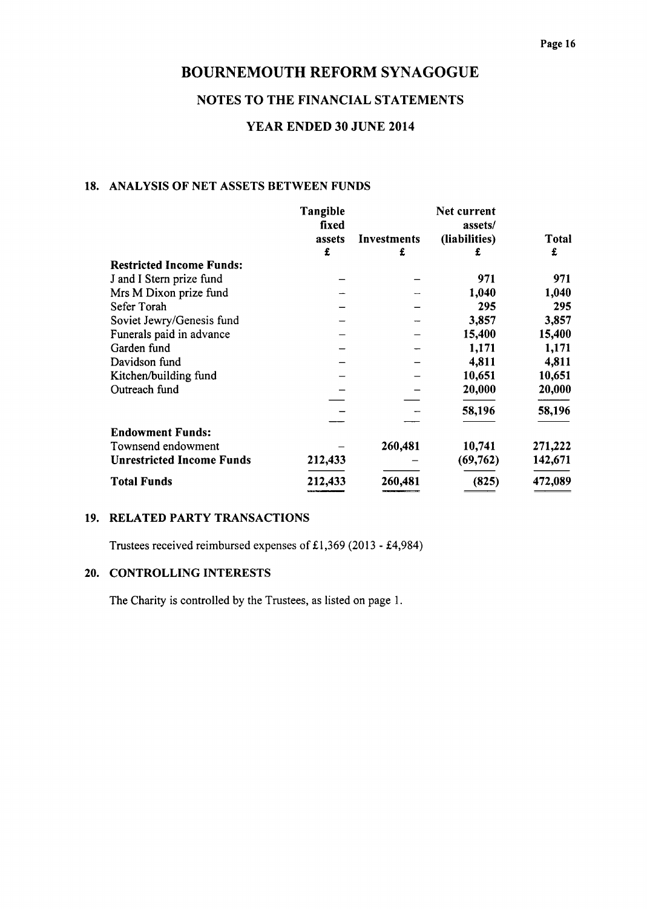# BOURNEMOUTH REFORM SYNAGOGUE

## NOTES TO THE FINANCIAL STATEMENTS

### YEAR ENDED 30 JUNE 2014

### 18. ANALYSIS OF NET ASSETS BETWEEN FUNDS

| | Tangible fixed assets £ | Investments £ | Net current assets/ (liabilities) £ | Total £ |
|---|---|---|---|---|
| **Restricted Income Funds:** | | | | |
| J and I Stern prize fund | – | – | 971 | 971 |
| Mrs M Dixon prize fund | – | – | 1,040 | 1,040 |
| Sefer Torah | – | – | 295 | 295 |
| Soviet Jewry/Genesis fund | – | – | 3,857 | 3,857 |
| Funerals paid in advance | – | – | 15,400 | 15,400 |
| Garden fund | – | – | 1,171 | 1,171 |
| Davidson fund | – | – | 4,811 | 4,811 |
| Kitchen/building fund | – | – | 10,651 | 10,651 |
| Outreach fund | – | – | 20,000 | 20,000 |
| | – | – | 58,196 | 58,196 |
| **Endowment Funds:** | | | | |
| Townsend endowment | – | 260,481 | 10,741 | 271,222 |
| **Unrestricted Income Funds** | 212,433 | – | (69,762) | 142,671 |
| **Total Funds** | 212,433 | 260,481 | (825) | 472,089 |

### 19. RELATED PARTY TRANSACTIONS

Trustees received reimbursed expenses of £1,369 (2013 - £4,984)

### 20. CONTROLLING INTERESTS

The Charity is controlled by the Trustees, as listed on page 1.